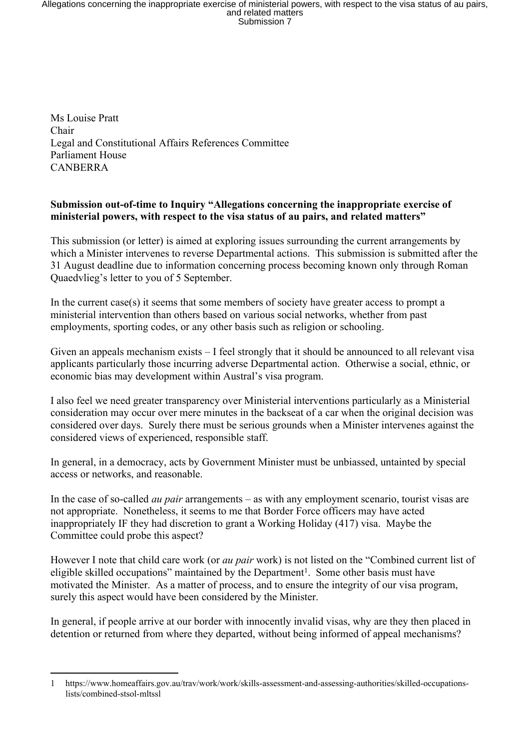Ms Louise Pratt
Chair
Legal and Constitutional Affairs References Committee
Parliament House
CANBERRA

**Submission out-of-time to Inquiry "Allegations concerning the inappropriate exercise of ministerial powers, with respect to the visa status of au pairs, and related matters"**

This submission (or letter) is aimed at exploring issues surrounding the current arrangements by which a Minister intervenes to reverse Departmental actions. This submission is submitted after the 31 August deadline due to information concerning process becoming known only through Roman Quaedvlieg's letter to you of 5 September.

In the current case(s) it seems that some members of society have greater access to prompt a ministerial intervention than others based on various social networks, whether from past employments, sporting codes, or any other basis such as religion or schooling.

Given an appeals mechanism exists – I feel strongly that it should be announced to all relevant visa applicants particularly those incurring adverse Departmental action. Otherwise a social, ethnic, or economic bias may development within Austral's visa program.

I also feel we need greater transparency over Ministerial interventions particularly as a Ministerial consideration may occur over mere minutes in the backseat of a car when the original decision was considered over days. Surely there must be serious grounds when a Minister intervenes against the considered views of experienced, responsible staff.

In general, in a democracy, acts by Government Minister must be unbiassed, untainted by special access or networks, and reasonable.

In the case of so-called *au pair* arrangements – as with any employment scenario, tourist visas are not appropriate. Nonetheless, it seems to me that Border Force officers may have acted inappropriately IF they had discretion to grant a Working Holiday (417) visa. Maybe the Committee could probe this aspect?

However I note that child care work (or *au pair* work) is not listed on the "Combined current list of eligible skilled occupations" maintained by the Department[1]. Some other basis must have motivated the Minister. As a matter of process, and to ensure the integrity of our visa program, surely this aspect would have been considered by the Minister.

In general, if people arrive at our border with innocently invalid visas, why are they then placed in detention or returned from where they departed, without being informed of appeal mechanisms?

---

1 https://www.homeaffairs.gov.au/trav/work/work/skills-assessment-and-assessing-authorities/skilled-occupations-lists/combined-stsol-mltssl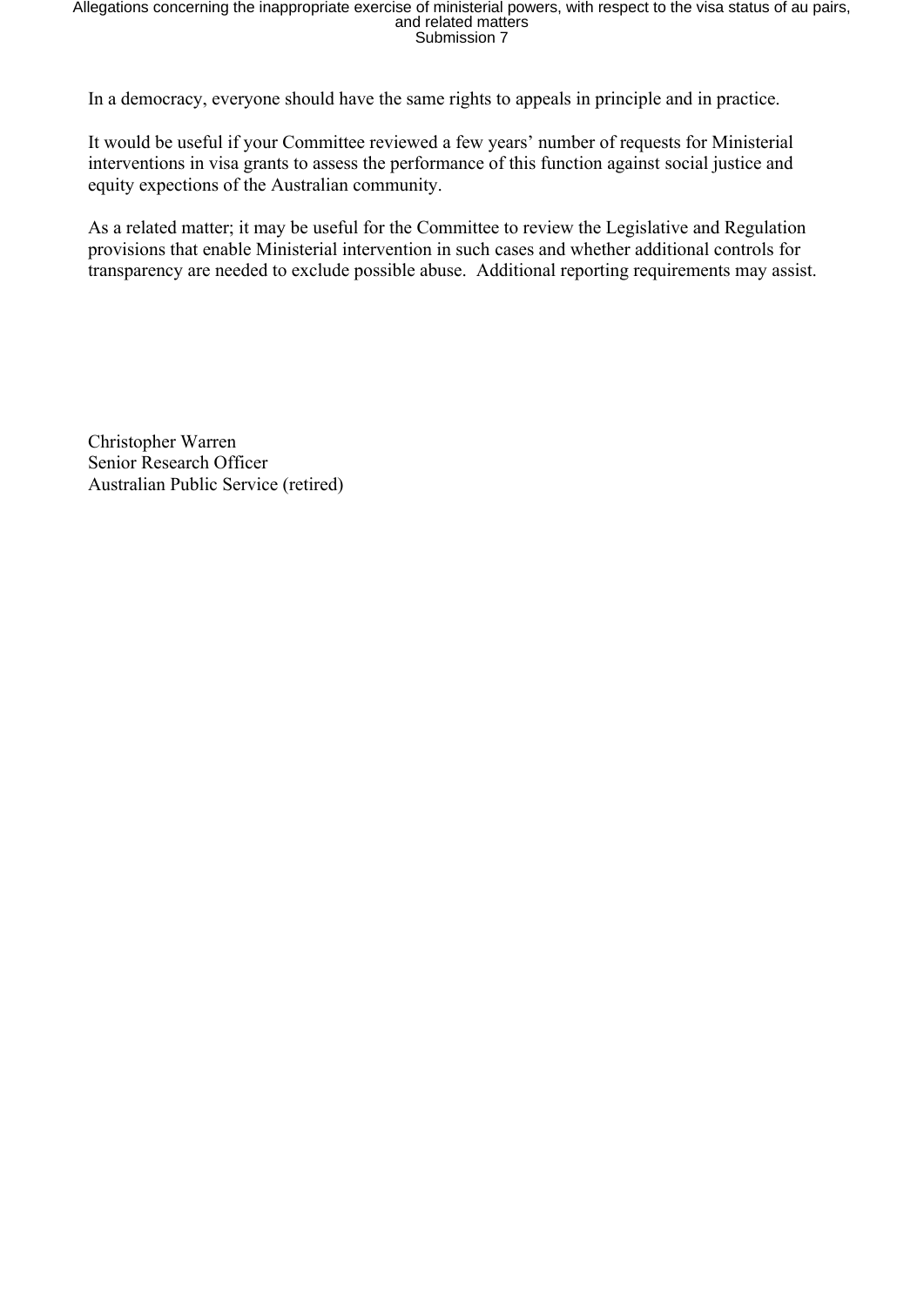In a democracy, everyone should have the same rights to appeals in principle and in practice.

It would be useful if your Committee reviewed a few years' number of requests for Ministerial interventions in visa grants to assess the performance of this function against social justice and equity expections of the Australian community.

As a related matter; it may be useful for the Committee to review the Legislative and Regulation provisions that enable Ministerial intervention in such cases and whether additional controls for transparency are needed to exclude possible abuse. Additional reporting requirements may assist.

Christopher Warren
Senior Research Officer
Australian Public Service (retired)